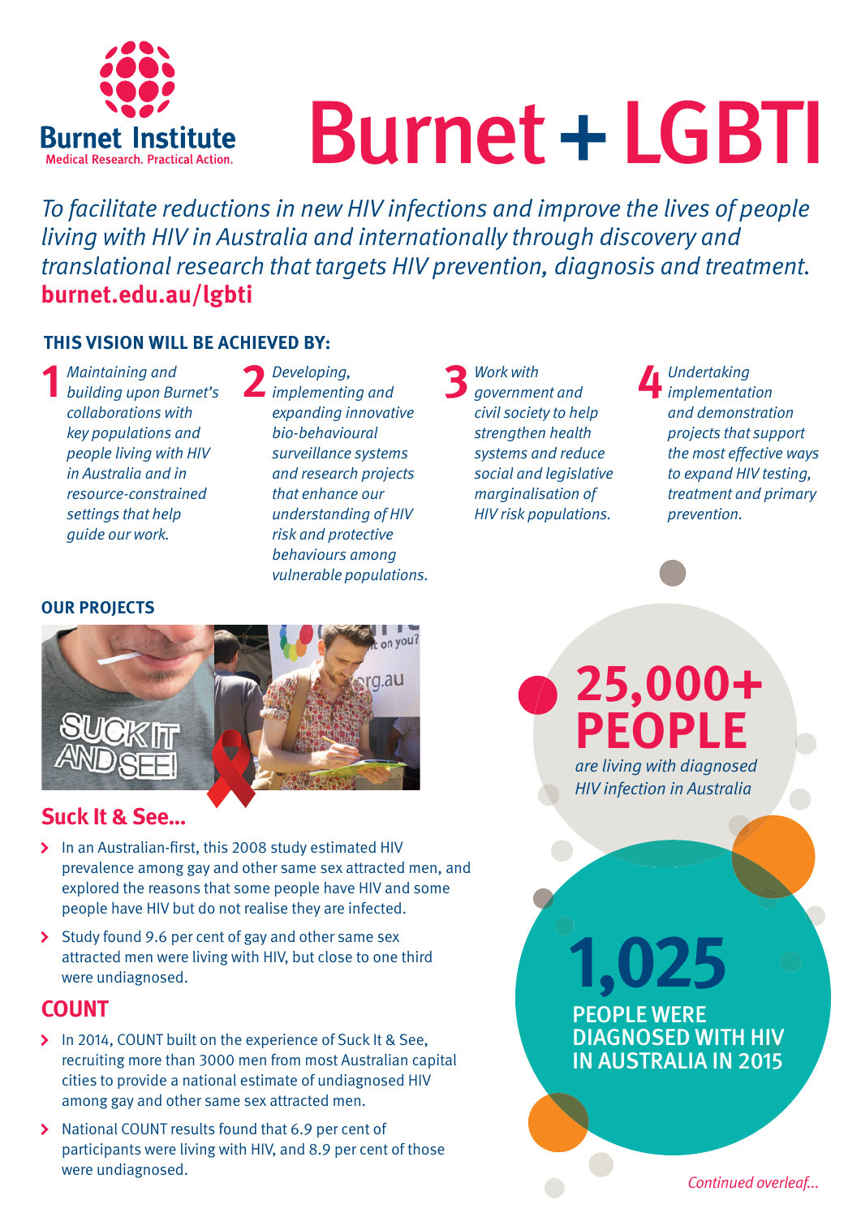Burnet Institute
Medical Research. Practical Action.

# Burnet + LGBTI

*To facilitate reductions in new HIV infections and improve the lives of people living with HIV in Australia and internationally through discovery and translational research that targets HIV prevention, diagnosis and treatment.*

**burnet.edu.au/lgbti**

## THIS VISION WILL BE ACHIEVED BY:

1. *Maintaining and building upon Burnet's collaborations with key populations and people living with HIV in Australia and in resource-constrained settings that help guide our work.*
2. *Developing, implementing and expanding innovative bio-behavioural surveillance systems and research projects that enhance our understanding of HIV risk and protective behaviours among vulnerable populations.*
3. *Work with government and civil society to help strengthen health systems and reduce social and legislative marginalisation of HIV risk populations.*
4. *Undertaking implementation and demonstration projects that support the most effective ways to expand HIV testing, treatment and primary prevention.*

## OUR PROJECTS

### Suck It & See...

- In an Australian-first, this 2008 study estimated HIV prevalence among gay and other same sex attracted men, and explored the reasons that some people have HIV and some people have HIV but do not realise they are infected.
- Study found 9.6 per cent of gay and other same sex attracted men were living with HIV, but close to one third were undiagnosed.

### COUNT

- In 2014, COUNT built on the experience of Suck It & See, recruiting more than 3000 men from most Australian capital cities to provide a national estimate of undiagnosed HIV among gay and other same sex attracted men.
- National COUNT results found that 6.9 per cent of participants were living with HIV, and 8.9 per cent of those were undiagnosed.

**25,000+ PEOPLE** *are living with diagnosed HIV infection in Australia*

**1,025 PEOPLE WERE DIAGNOSED WITH HIV IN AUSTRALIA IN 2015**

*Continued overleaf...*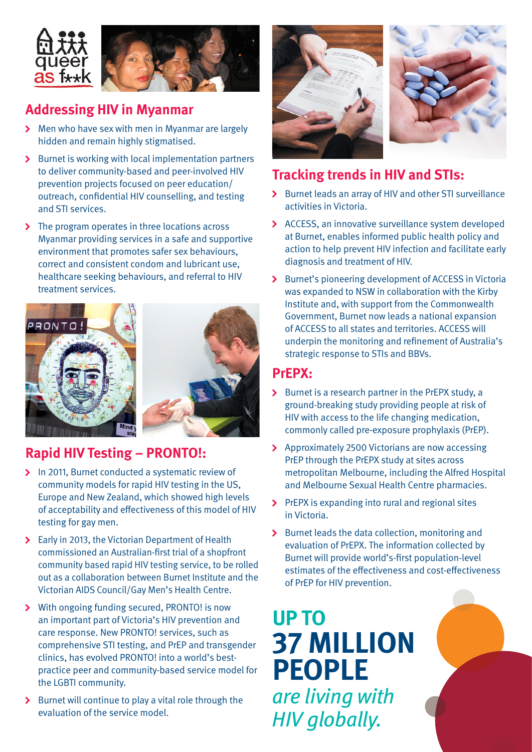## Addressing HIV in Myanmar

- Men who have sex with men in Myanmar are largely hidden and remain highly stigmatised.
- Burnet is working with local implementation partners to deliver community-based and peer-involved HIV prevention projects focused on peer education/outreach, confidential HIV counselling, and testing and STI services.
- The program operates in three locations across Myanmar providing services in a safe and supportive environment that promotes safer sex behaviours, correct and consistent condom and lubricant use, healthcare seeking behaviours, and referral to HIV treatment services.

## Rapid HIV Testing – PRONTO!:

- In 2011, Burnet conducted a systematic review of community models for rapid HIV testing in the US, Europe and New Zealand, which showed high levels of acceptability and effectiveness of this model of HIV testing for gay men.
- Early in 2013, the Victorian Department of Health commissioned an Australian-first trial of a shopfront community based rapid HIV testing service, to be rolled out as a collaboration between Burnet Institute and the Victorian AIDS Council/Gay Men's Health Centre.
- With ongoing funding secured, PRONTO! is now an important part of Victoria's HIV prevention and care response. New PRONTO! services, such as comprehensive STI testing, and PrEP and transgender clinics, has evolved PRONTO! into a world's best-practice peer and community-based service model for the LGBTI community.
- Burnet will continue to play a vital role through the evaluation of the service model.

## Tracking trends in HIV and STIs:

- Burnet leads an array of HIV and other STI surveillance activities in Victoria.
- ACCESS, an innovative surveillance system developed at Burnet, enables informed public health policy and action to help prevent HIV infection and facilitate early diagnosis and treatment of HIV.
- Burnet's pioneering development of ACCESS in Victoria was expanded to NSW in collaboration with the Kirby Institute and, with support from the Commonwealth Government, Burnet now leads a national expansion of ACCESS to all states and territories. ACCESS will underpin the monitoring and refinement of Australia's strategic response to STIs and BBVs.

## PrEPX:

- Burnet is a research partner in the PrEPX study, a ground-breaking study providing people at risk of HIV with access to the life changing medication, commonly called pre-exposure prophylaxis (PrEP).
- Approximately 2500 Victorians are now accessing PrEP through the PrEPX study at sites across metropolitan Melbourne, including the Alfred Hospital and Melbourne Sexual Health Centre pharmacies.
- PrEPX is expanding into rural and regional sites in Victoria.
- Burnet leads the data collection, monitoring and evaluation of PrEPX. The information collected by Burnet will provide world's-first population-level estimates of the effectiveness and cost-effectiveness of PrEP for HIV prevention.

**UP TO 37 MILLION PEOPLE** *are living with HIV globally.*